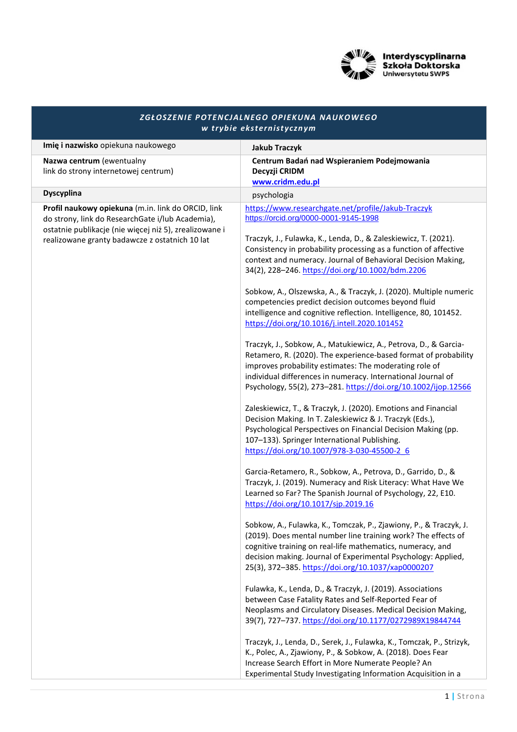Interdyscyplinarna Szkoła Doktorska Uniwersytetu SWPS

| *ZGŁOSZENIE POTENCJALNEGO OPIEKUNA NAUKOWEGO* *w trybie eksternistycznym* | |
|---|---|
| **Imię i nazwisko** opiekuna naukowego | **Jakub Traczyk** |
| **Nazwa centrum** (ewentualny link do strony internetowej centrum) | **Centrum Badań nad Wspieraniem Podejmowania Decyzji CRIDM** **www.cridm.edu.pl** |
| **Dyscyplina** | psychologia |
| **Profil naukowy opiekuna** (m.in. link do ORCID, link do strony, link do ResearchGate i/lub Academia), ostatnie publikacje (nie więcej niż 5), zrealizowane i realizowane granty badawcze z ostatnich 10 lat | https://www.researchgate.net/profile/Jakub-Traczyk<br>https://orcid.org/0000-0001-9145-1998<br><br>Traczyk, J., Fulawka, K., Lenda, D., & Zaleskiewicz, T. (2021). Consistency in probability processing as a function of affective context and numeracy. Journal of Behavioral Decision Making, 34(2), 228–246. https://doi.org/10.1002/bdm.2206<br><br>Sobkow, A., Olszewska, A., & Traczyk, J. (2020). Multiple numeric competencies predict decision outcomes beyond fluid intelligence and cognitive reflection. Intelligence, 80, 101452. https://doi.org/10.1016/j.intell.2020.101452<br><br>Traczyk, J., Sobkow, A., Matukiewicz, A., Petrova, D., & Garcia-Retamero, R. (2020). The experience-based format of probability improves probability estimates: The moderating role of individual differences in numeracy. International Journal of Psychology, 55(2), 273–281. https://doi.org/10.1002/ijop.12566<br><br>Zaleskiewicz, T., & Traczyk, J. (2020). Emotions and Financial Decision Making. In T. Zaleskiewicz & J. Traczyk (Eds.), Psychological Perspectives on Financial Decision Making (pp. 107–133). Springer International Publishing. https://doi.org/10.1007/978-3-030-45500-2_6<br><br>Garcia-Retamero, R., Sobkow, A., Petrova, D., Garrido, D., & Traczyk, J. (2019). Numeracy and Risk Literacy: What Have We Learned so Far? The Spanish Journal of Psychology, 22, E10. https://doi.org/10.1017/sjp.2019.16<br><br>Sobkow, A., Fulawka, K., Tomczak, P., Zjawiony, P., & Traczyk, J. (2019). Does mental number line training work? The effects of cognitive training on real-life mathematics, numeracy, and decision making. Journal of Experimental Psychology: Applied, 25(3), 372–385. https://doi.org/10.1037/xap0000207<br><br>Fulawka, K., Lenda, D., & Traczyk, J. (2019). Associations between Case Fatality Rates and Self-Reported Fear of Neoplasms and Circulatory Diseases. Medical Decision Making, 39(7), 727–737. https://doi.org/10.1177/0272989X19844744<br><br>Traczyk, J., Lenda, D., Serek, J., Fulawka, K., Tomczak, P., Strizyk, K., Polec, A., Zjawiony, P., & Sobkow, A. (2018). Does Fear Increase Search Effort in More Numerate People? An Experimental Study Investigating Information Acquisition in a |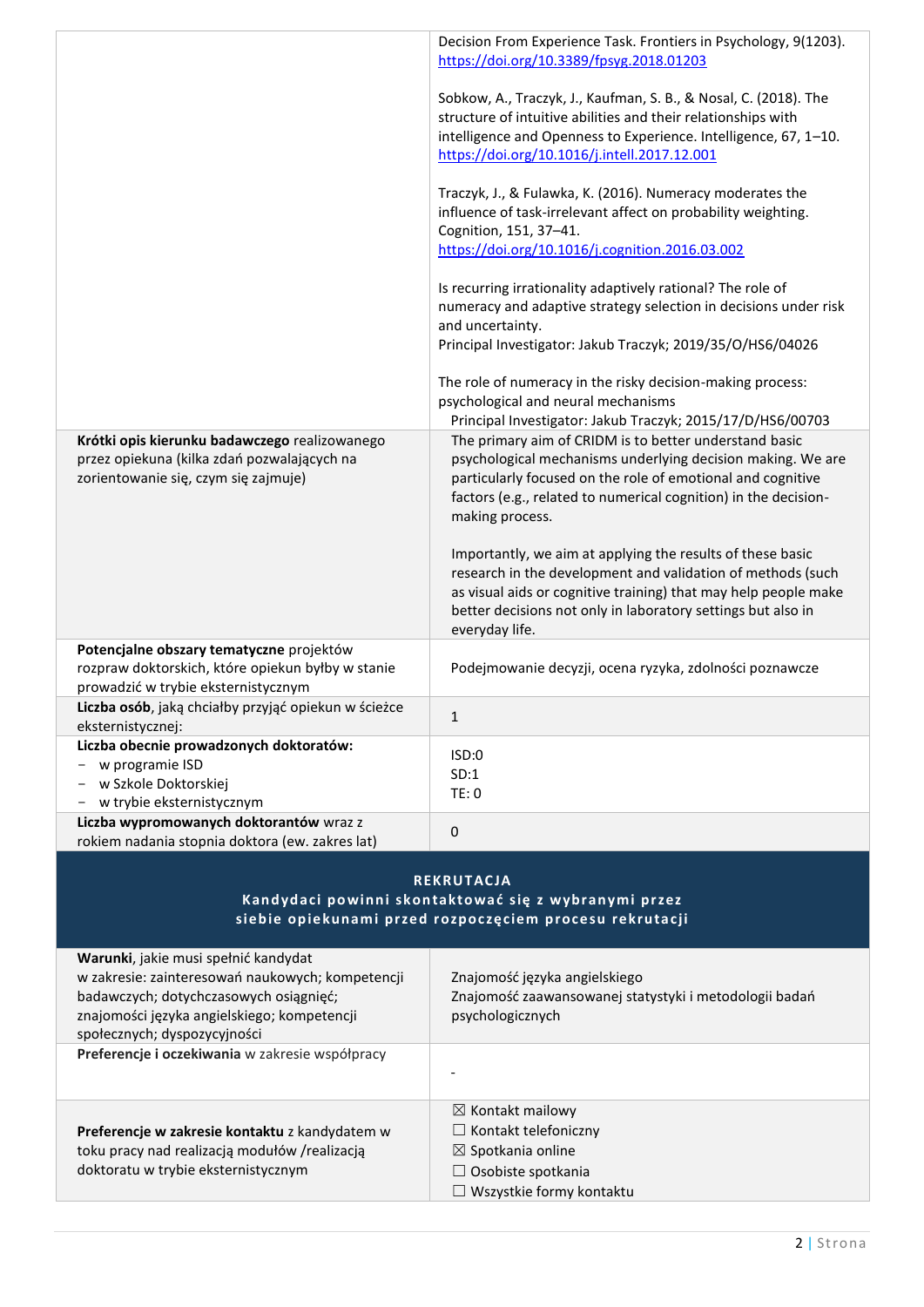| | |
|---|---|
| | Decision From Experience Task. Frontiers in Psychology, 9(1203). https://doi.org/10.3389/fpsyg.2018.01203<br><br>Sobkow, A., Traczyk, J., Kaufman, S. B., & Nosal, C. (2018). The structure of intuitive abilities and their relationships with intelligence and Openness to Experience. Intelligence, 67, 1–10. https://doi.org/10.1016/j.intell.2017.12.001<br><br>Traczyk, J., & Fulawka, K. (2016). Numeracy moderates the influence of task-irrelevant affect on probability weighting. Cognition, 151, 37–41. https://doi.org/10.1016/j.cognition.2016.03.002<br><br>Is recurring irrationality adaptively rational? The role of numeracy and adaptive strategy selection in decisions under risk and uncertainty.<br>Principal Investigator: Jakub Traczyk; 2019/35/O/HS6/04026<br><br>The role of numeracy in the risky decision-making process: psychological and neural mechanisms<br>Principal Investigator: Jakub Traczyk; 2015/17/D/HS6/00703 |
| **Krótki opis kierunku badawczego** realizowanego przez opiekuna (kilka zdań pozwalających na zorientowanie się, czym się zajmuje) | The primary aim of CRIDM is to better understand basic psychological mechanisms underlying decision making. We are particularly focused on the role of emotional and cognitive factors (e.g., related to numerical cognition) in the decision-making process.<br><br>Importantly, we aim at applying the results of these basic research in the development and validation of methods (such as visual aids or cognitive training) that may help people make better decisions not only in laboratory settings but also in everyday life. |
| **Potencjalne obszary tematyczne** projektów rozpraw doktorskich, które opiekun byłby w stanie prowadzić w trybie eksternistycznym | Podejmowanie decyzji, ocena ryzyka, zdolności poznawcze |
| **Liczba osób**, jaką chciałby przyjąć opiekun w ścieżce eksternistycznej: | 1 |
| **Liczba obecnie prowadzonych doktoratów:**<br>– w programie ISD<br>– w Szkole Doktorskiej<br>– w trybie eksternistycznym | ISD:0<br>SD:1<br>TE: 0 |
| **Liczba wypromowanych doktorantów** wraz z rokiem nadania stopnia doktora (ew. zakres lat) | 0 |

**REKRUTACJA**
**Kandydaci powinni skontaktować się z wybranymi przez siebie opiekunami przed rozpoczęciem procesu rekrutacji**

| | |
|---|---|
| **Warunki**, jakie musi spełnić kandydat w zakresie: zainteresowań naukowych; kompetencji badawczych; dotychczasowych osiągnięć; znajomości języka angielskiego; kompetencji społecznych; dyspozycyjności | Znajomość języka angielskiego<br>Znajomość zaawansowanej statystyki i metodologii badań psychologicznych |
| **Preferencje i oczekiwania** w zakresie współpracy | - |
| **Preferencje w zakresie kontaktu** z kandydatem w toku pracy nad realizacją modułów /realizacją doktoratu w trybie eksternistycznym | ☒ Kontakt mailowy<br>☐ Kontakt telefoniczny<br>☒ Spotkania online<br>☐ Osobiste spotkania<br>☐ Wszystkie formy kontaktu |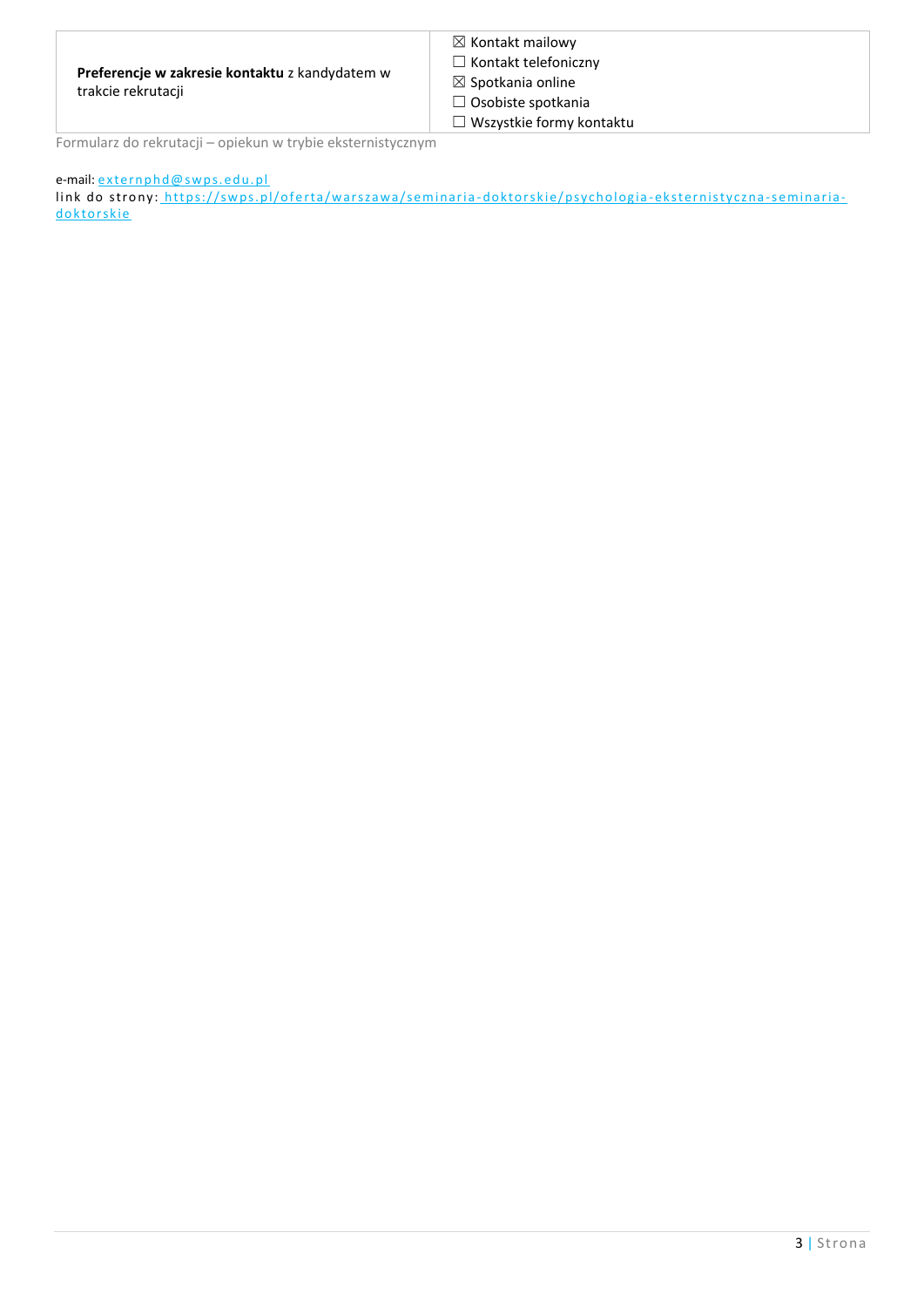| | |
|---|---|
| **Preferencje w zakresie kontaktu** z kandydatem w trakcie rekrutacji | ☒ Kontakt mailowy<br>☐ Kontakt telefoniczny<br>☒ Spotkania online<br>☐ Osobiste spotkania<br>☐ Wszystkie formy kontaktu |

Formularz do rekrutacji – opiekun w trybie eksternistycznym

e-mail: externphd@swps.edu.pl
link do strony: https://swps.pl/oferta/warszawa/seminaria-doktorskie/psychologia-eksternistyczna-seminaria-doktorskie